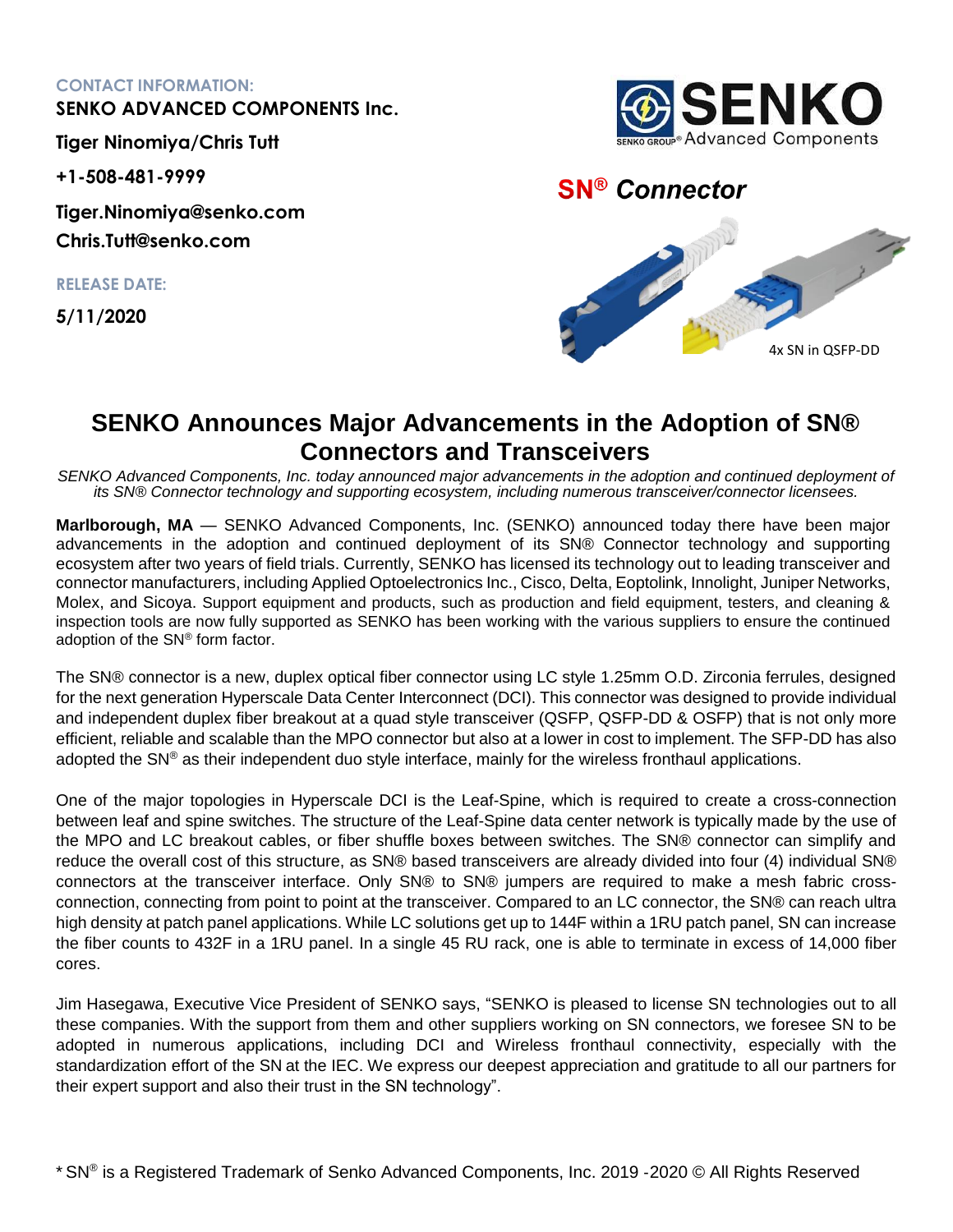**CONTACT INFORMATION:**

**SENKO ADVANCED COMPONENTS Inc.**

**Tiger Ninomiya/Chris Tutt**

**+1-508-481-9999**

**Tiger.Ninomiya@senko.com**

**Chris.Tutt@senko.com**

**RELEASE DATE:**

**5/11/2020**

**SN® Connector**

4x SN in QSFP-DD

# SENKO Announces Major Advancements in the Adoption of SN® Connectors and Transceivers

*SENKO Advanced Components, Inc. today announced major advancements in the adoption and continued deployment of its SN® Connector technology and supporting ecosystem, including numerous transceiver/connector licensees.*

**Marlborough, MA** — SENKO Advanced Components, Inc. (SENKO) announced today there have been major advancements in the adoption and continued deployment of its SN® Connector technology and supporting ecosystem after two years of field trials. Currently, SENKO has licensed its technology out to leading transceiver and connector manufacturers, including Applied Optoelectronics Inc., Cisco, Delta, Eoptolink, Innolight, Juniper Networks, Molex, and Sicoya. Support equipment and products, such as production and field equipment, testers, and cleaning & inspection tools are now fully supported as SENKO has been working with the various suppliers to ensure the continued adoption of the SN® form factor.

The SN® connector is a new, duplex optical fiber connector using LC style 1.25mm O.D. Zirconia ferrules, designed for the next generation Hyperscale Data Center Interconnect (DCI). This connector was designed to provide individual and independent duplex fiber breakout at a quad style transceiver (QSFP, QSFP-DD & OSFP) that is not only more efficient, reliable and scalable than the MPO connector but also at a lower in cost to implement. The SFP-DD has also adopted the SN® as their independent duo style interface, mainly for the wireless fronthaul applications.

One of the major topologies in Hyperscale DCI is the Leaf-Spine, which is required to create a cross-connection between leaf and spine switches. The structure of the Leaf-Spine data center network is typically made by the use of the MPO and LC breakout cables, or fiber shuffle boxes between switches. The SN® connector can simplify and reduce the overall cost of this structure, as SN® based transceivers are already divided into four (4) individual SN® connectors at the transceiver interface. Only SN® to SN® jumpers are required to make a mesh fabric cross-connection, connecting from point to point at the transceiver. Compared to an LC connector, the SN® can reach ultra high density at patch panel applications. While LC solutions get up to 144F within a 1RU patch panel, SN can increase the fiber counts to 432F in a 1RU panel. In a single 45 RU rack, one is able to terminate in excess of 14,000 fiber cores.

Jim Hasegawa, Executive Vice President of SENKO says, "SENKO is pleased to license SN technologies out to all these companies. With the support from them and other suppliers working on SN connectors, we foresee SN to be adopted in numerous applications, including DCI and Wireless fronthaul connectivity, especially with the standardization effort of the SN at the IEC. We express our deepest appreciation and gratitude to all our partners for their expert support and also their trust in the SN technology".

* SN® is a Registered Trademark of Senko Advanced Components, Inc. 2019 -2020 © All Rights Reserved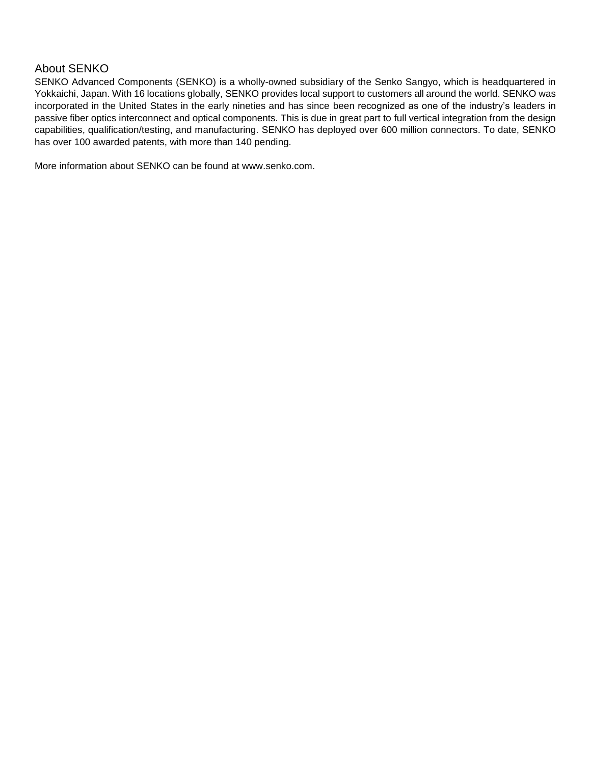## About SENKO

SENKO Advanced Components (SENKO) is a wholly-owned subsidiary of the Senko Sangyo, which is headquartered in Yokkaichi, Japan. With 16 locations globally, SENKO provides local support to customers all around the world. SENKO was incorporated in the United States in the early nineties and has since been recognized as one of the industry's leaders in passive fiber optics interconnect and optical components. This is due in great part to full vertical integration from the design capabilities, qualification/testing, and manufacturing. SENKO has deployed over 600 million connectors. To date, SENKO has over 100 awarded patents, with more than 140 pending.

More information about SENKO can be found at www.senko.com.